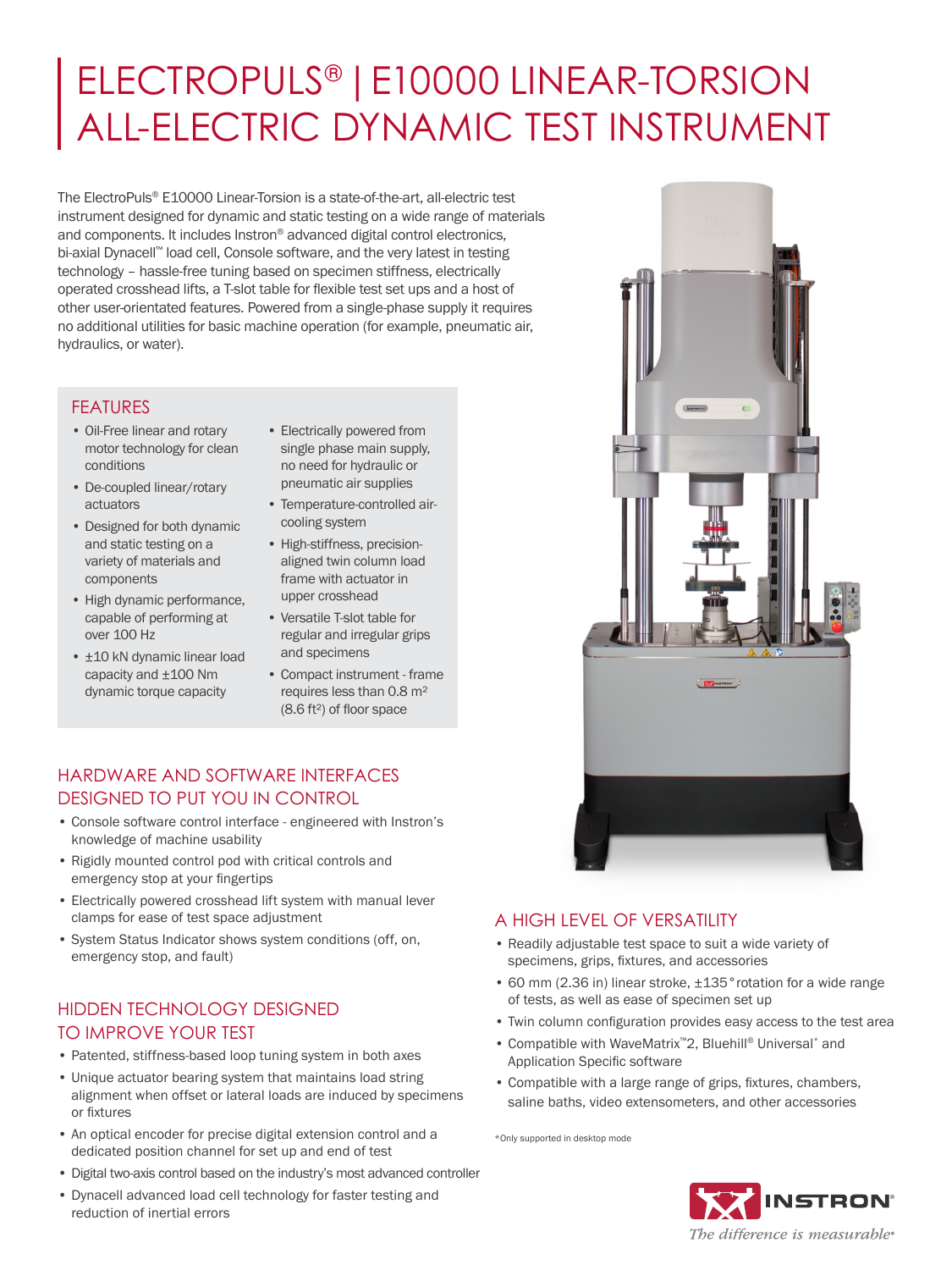# ELECTROPULS® | E10000 LINEAR-TORSION ALL-ELECTRIC DYNAMIC TEST INSTRUMENT

The ElectroPuls® E10000 Linear-Torsion is a state-of-the-art, all-electric test instrument designed for dynamic and static testing on a wide range of materials and components. It includes Instron® advanced digital control electronics, bi-axial Dynacell™ load cell, Console software, and the very latest in testing technology – hassle-free tuning based on specimen stiffness, electrically operated crosshead lifts, a T-slot table for flexible test set ups and a host of other user-orientated features. Powered from a single-phase supply it requires no additional utilities for basic machine operation (for example, pneumatic air, hydraulics, or water).

## FEATURES

- Oil-Free linear and rotary motor technology for clean conditions
- De-coupled linear/rotary actuators
- Designed for both dynamic and static testing on a variety of materials and components
- High dynamic performance, capable of performing at over 100 Hz
- ±10 kN dynamic linear load capacity and ±100 Nm dynamic torque capacity
- Electrically powered from single phase main supply, no need for hydraulic or pneumatic air supplies
- Temperature-controlled air-cooling system
- High-stiffness, precision-aligned twin column load frame with actuator in upper crosshead
- Versatile T-slot table for regular and irregular grips and specimens
- Compact instrument - frame requires less than 0.8 m² (8.6 ft²) of floor space

## HARDWARE AND SOFTWARE INTERFACES DESIGNED TO PUT YOU IN CONTROL

- Console software control interface - engineered with Instron's knowledge of machine usability
- Rigidly mounted control pod with critical controls and emergency stop at your fingertips
- Electrically powered crosshead lift system with manual lever clamps for ease of test space adjustment
- System Status Indicator shows system conditions (off, on, emergency stop, and fault)

## HIDDEN TECHNOLOGY DESIGNED TO IMPROVE YOUR TEST

- Patented, stiffness-based loop tuning system in both axes
- Unique actuator bearing system that maintains load string alignment when offset or lateral loads are induced by specimens or fixtures
- An optical encoder for precise digital extension control and a dedicated position channel for set up and end of test
- Digital two-axis control based on the industry's most advanced controller
- Dynacell advanced load cell technology for faster testing and reduction of inertial errors

## A HIGH LEVEL OF VERSATILITY

- Readily adjustable test space to suit a wide variety of specimens, grips, fixtures, and accessories
- 60 mm (2.36 in) linear stroke, ±135° rotation for a wide range of tests, as well as ease of specimen set up
- Twin column configuration provides easy access to the test area
- Compatible with WaveMatrix™2, Bluehill® Universal* and Application Specific software
- Compatible with a large range of grips, fixtures, chambers, saline baths, video extensometers, and other accessories

*Only supported in desktop mode

INSTRON

*The difference is measurable®*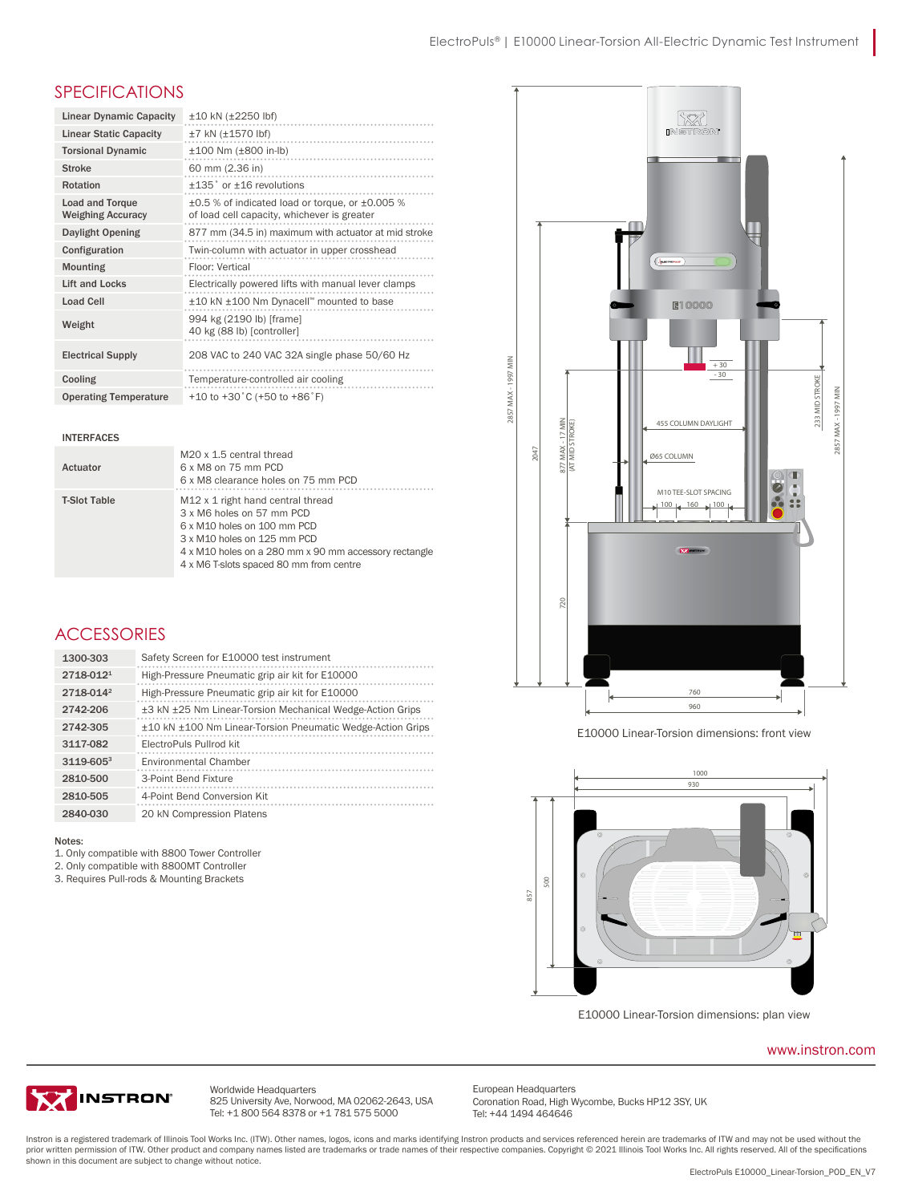## SPECIFICATIONS

| | |
|---|---|
| Linear Dynamic Capacity | ±10 kN (±2250 lbf) |
| Linear Static Capacity | ±7 kN (±1570 lbf) |
| Torsional Dynamic | ±100 Nm (±800 in-lb) |
| Stroke | 60 mm (2.36 in) |
| Rotation | ±135˚ or ±16 revolutions |
| Load and Torque Weighing Accuracy | ±0.5 % of indicated load or torque, or ±0.005 % of load cell capacity, whichever is greater |
| Daylight Opening | 877 mm (34.5 in) maximum with actuator at mid stroke |
| Configuration | Twin-column with actuator in upper crosshead |
| Mounting | Floor: Vertical |
| Lift and Locks | Electrically powered lifts with manual lever clamps |
| Load Cell | ±10 kN ±100 Nm Dynacell™ mounted to base |
| Weight | 994 kg (2190 lb) [frame]<br>40 kg (88 lb) [controller] |
| Electrical Supply | 208 VAC to 240 VAC 32A single phase 50/60 Hz |
| Cooling | Temperature-controlled air cooling |
| Operating Temperature | +10 to +30˚C (+50 to +86˚F) |

### INTERFACES

| | |
|---|---|
| Actuator | M20 x 1.5 central thread<br>6 x M8 on 75 mm PCD<br>6 x M8 clearance holes on 75 mm PCD |
| T-Slot Table | M12 x 1 right hand central thread<br>3 x M6 holes on 57 mm PCD<br>6 x M10 holes on 100 mm PCD<br>3 x M10 holes on 125 mm PCD<br>4 x M10 holes on a 280 mm x 90 mm accessory rectangle<br>4 x M6 T-slots spaced 80 mm from centre |

## ACCESSORIES

| | |
|---|---|
| 1300-303 | Safety Screen for E10000 test instrument |
| 2718-012[1] | High-Pressure Pneumatic grip air kit for E10000 |
| 2718-014[2] | High-Pressure Pneumatic grip air kit for E10000 |
| 2742-206 | ±3 kN ±25 Nm Linear-Torsion Mechanical Wedge-Action Grips |
| 2742-305 | ±10 kN ±100 Nm Linear-Torsion Pneumatic Wedge-Action Grips |
| 3117-082 | ElectroPuls Pullrod kit |
| 3119-605[3] | Environmental Chamber |
| 2810-500 | 3-Point Bend Fixture |
| 2810-505 | 4-Point Bend Conversion Kit |
| 2840-030 | 20 kN Compression Platens |

Notes:
1. Only compatible with 8800 Tower Controller
2. Only compatible with 8800MT Controller
3. Requires Pull-rods & Mounting Brackets

E10000 Linear-Torsion dimensions: front view

E10000 Linear-Torsion dimensions: plan view

www.instron.com

Worldwide Headquarters
825 University Ave, Norwood, MA 02062-2643, USA
Tel: +1 800 564 8378 or +1 781 575 5000

European Headquarters
Coronation Road, High Wycombe, Bucks HP12 3SY, UK
Tel: +44 1494 464646

Instron is a registered trademark of Illinois Tool Works Inc. (ITW). Other names, logos, icons and marks identifying Instron products and services referenced herein are trademarks of ITW and may not be used without the prior written permission of ITW. Other product and company names listed are trademarks or trade names of their respective companies. Copyright © 2021 Illinois Tool Works Inc. All rights reserved. All of the specifications shown in this document are subject to change without notice.

ElectroPuls E10000_Linear-Torsion_POD_EN_V7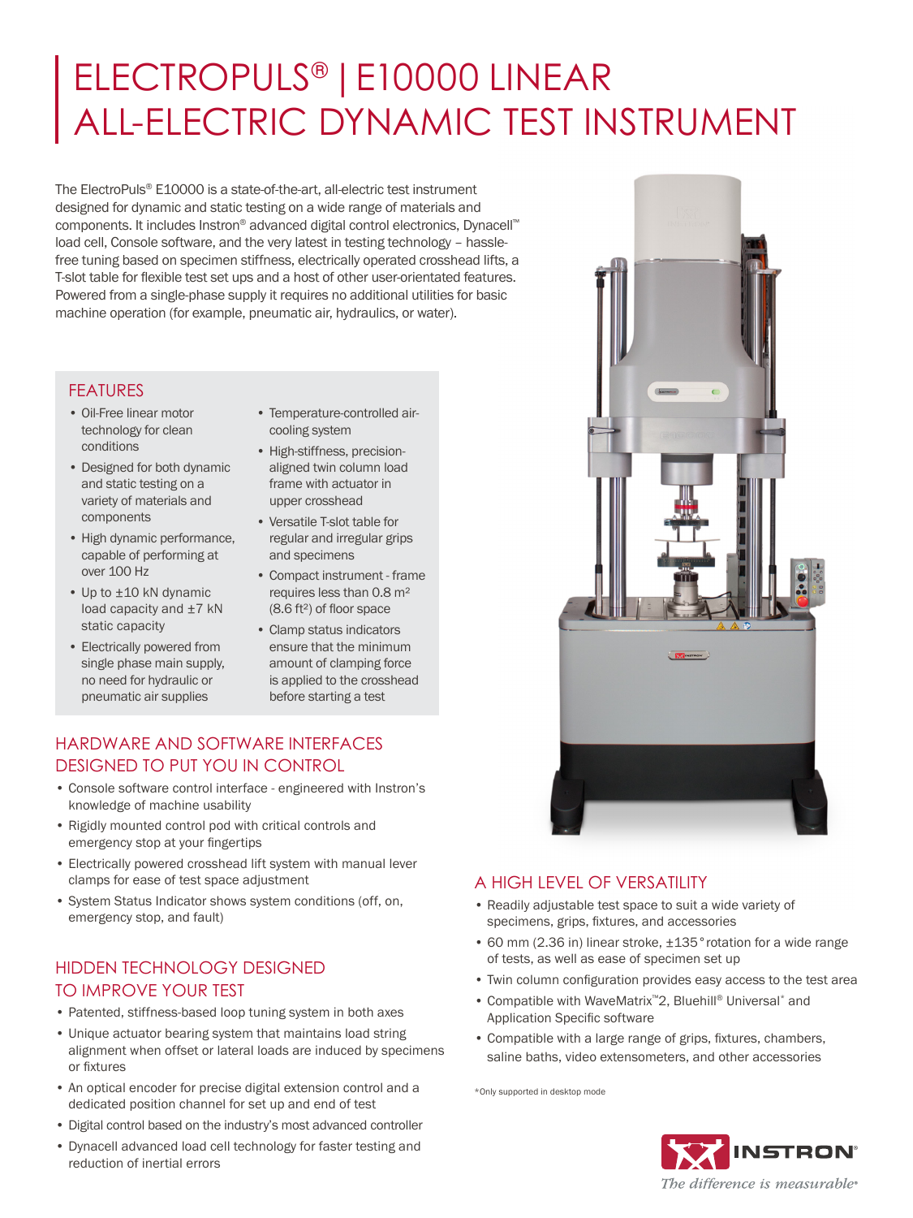# ELECTROPULS® | E10000 LINEAR ALL-ELECTRIC DYNAMIC TEST INSTRUMENT

The ElectroPuls® E10000 is a state-of-the-art, all-electric test instrument designed for dynamic and static testing on a wide range of materials and components. It includes Instron® advanced digital control electronics, Dynacell™ load cell, Console software, and the very latest in testing technology – hassle-free tuning based on specimen stiffness, electrically operated crosshead lifts, a T-slot table for flexible test set ups and a host of other user-orientated features. Powered from a single-phase supply it requires no additional utilities for basic machine operation (for example, pneumatic air, hydraulics, or water).

## FEATURES

- Oil-Free linear motor technology for clean conditions
- Designed for both dynamic and static testing on a variety of materials and components
- High dynamic performance, capable of performing at over 100 Hz
- Up to ±10 kN dynamic load capacity and ±7 kN static capacity
- Electrically powered from single phase main supply, no need for hydraulic or pneumatic air supplies
- Temperature-controlled air-cooling system
- High-stiffness, precision-aligned twin column load frame with actuator in upper crosshead
- Versatile T-slot table for regular and irregular grips and specimens
- Compact instrument - frame requires less than 0.8 m² (8.6 ft²) of floor space
- Clamp status indicators ensure that the minimum amount of clamping force is applied to the crosshead before starting a test

## HARDWARE AND SOFTWARE INTERFACES DESIGNED TO PUT YOU IN CONTROL

- Console software control interface - engineered with Instron's knowledge of machine usability
- Rigidly mounted control pod with critical controls and emergency stop at your fingertips
- Electrically powered crosshead lift system with manual lever clamps for ease of test space adjustment
- System Status Indicator shows system conditions (off, on, emergency stop, and fault)

## HIDDEN TECHNOLOGY DESIGNED TO IMPROVE YOUR TEST

- Patented, stiffness-based loop tuning system in both axes
- Unique actuator bearing system that maintains load string alignment when offset or lateral loads are induced by specimens or fixtures
- An optical encoder for precise digital extension control and a dedicated position channel for set up and end of test
- Digital control based on the industry's most advanced controller
- Dynacell advanced load cell technology for faster testing and reduction of inertial errors

## A HIGH LEVEL OF VERSATILITY

- Readily adjustable test space to suit a wide variety of specimens, grips, fixtures, and accessories
- 60 mm (2.36 in) linear stroke, ±135° rotation for a wide range of tests, as well as ease of specimen set up
- Twin column configuration provides easy access to the test area
- Compatible with WaveMatrix™2, Bluehill® Universal* and Application Specific software
- Compatible with a large range of grips, fixtures, chambers, saline baths, video extensometers, and other accessories

*Only supported in desktop mode

INSTRON

*The difference is measurable*®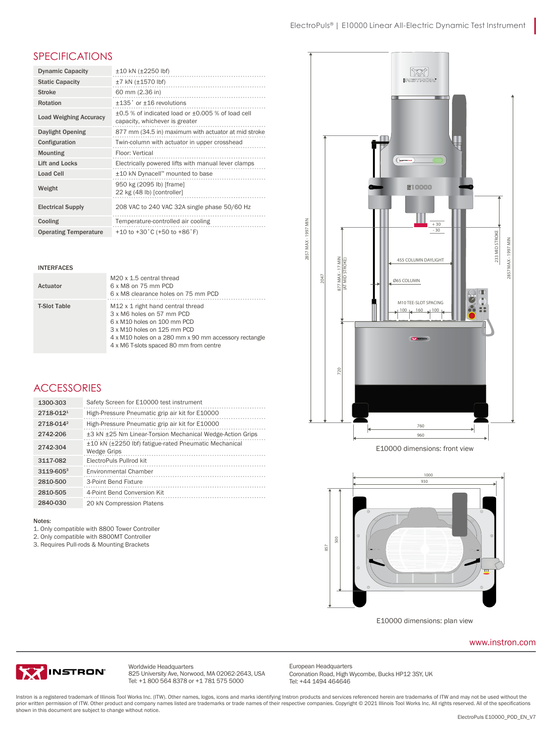## SPECIFICATIONS

| | |
|---|---|
| Dynamic Capacity | ±10 kN (±2250 lbf) |
| Static Capacity | ±7 kN (±1570 lbf) |
| Stroke | 60 mm (2.36 in) |
| Rotation | ±135˚ or ±16 revolutions |
| Load Weighing Accuracy | ±0.5 % of indicated load or ±0.005 % of load cell capacity, whichever is greater |
| Daylight Opening | 877 mm (34.5 in) maximum with actuator at mid stroke |
| Configuration | Twin-column with actuator in upper crosshead |
| Mounting | Floor: Vertical |
| Lift and Locks | Electrically powered lifts with manual lever clamps |
| Load Cell | ±10 kN Dynacell™ mounted to base |
| Weight | 950 kg (2095 lb) [frame]<br>22 kg (48 lb) [controller] |
| Electrical Supply | 208 VAC to 240 VAC 32A single phase 50/60 Hz |
| Cooling | Temperature-controlled air cooling |
| Operating Temperature | +10 to +30˚C (+50 to +86˚F) |

### INTERFACES

| | |
|---|---|
| Actuator | M20 x 1.5 central thread<br>6 x M8 on 75 mm PCD<br>6 x M8 clearance holes on 75 mm PCD |
| T-Slot Table | M12 x 1 right hand central thread<br>3 x M6 holes on 57 mm PCD<br>6 x M10 holes on 100 mm PCD<br>3 x M10 holes on 125 mm PCD<br>4 x M10 holes on a 280 mm x 90 mm accessory rectangle<br>4 x M6 T-slots spaced 80 mm from centre |

## ACCESSORIES

| | |
|---|---|
| 1300-303 | Safety Screen for E10000 test instrument |
| 2718-012[1] | High-Pressure Pneumatic grip air kit for E10000 |
| 2718-014[2] | High-Pressure Pneumatic grip air kit for E10000 |
| 2742-206 | ±3 kN ±25 Nm Linear-Torsion Mechanical Wedge-Action Grips |
| 2742-304 | ±10 kN (±2250 lbf) fatigue-rated Pneumatic Mechanical Wedge Grips |
| 3117-082 | ElectroPuls Pullrod kit |
| 3119-605[3] | Environmental Chamber |
| 2810-500 | 3-Point Bend Fixture |
| 2810-505 | 4-Point Bend Conversion Kit |
| 2840-030 | 20 kN Compression Platens |

Notes:
1. Only compatible with 8800 Tower Controller
2. Only compatible with 8800MT Controller
3. Requires Pull-rods & Mounting Brackets

2857 MAX - 1997 MIN
2047
877 MAX - 17 MIN (AT MID STROKE)
720
+ 30
- 30
455 COLUMN DAYLIGHT
Ø65 COLUMN
M10 TEE-SLOT SPACING
100 160 100
233 MID STROKE
2857 MAX - 1997 MIN
760
960
E10000

E10000 dimensions: front view

1000
930
857
500

E10000 dimensions: plan view

www.instron.com

Worldwide Headquarters
825 University Ave, Norwood, MA 02062-2643, USA
Tel: +1 800 564 8378 or +1 781 575 5000

European Headquarters
Coronation Road, High Wycombe, Bucks HP12 3SY, UK
Tel: +44 1494 464646

Instron is a registered trademark of Illinois Tool Works Inc. (ITW). Other names, logos, icons and marks identifying Instron products and services referenced herein are trademarks of ITW and may not be used without the prior written permission of ITW. Other product and company names listed are trademarks or trade names of their respective companies. Copyright © 2021 Illinois Tool Works Inc. All rights reserved. All of the specifications shown in this document are subject to change without notice.

ElectroPuls E10000_POD_EN_V7